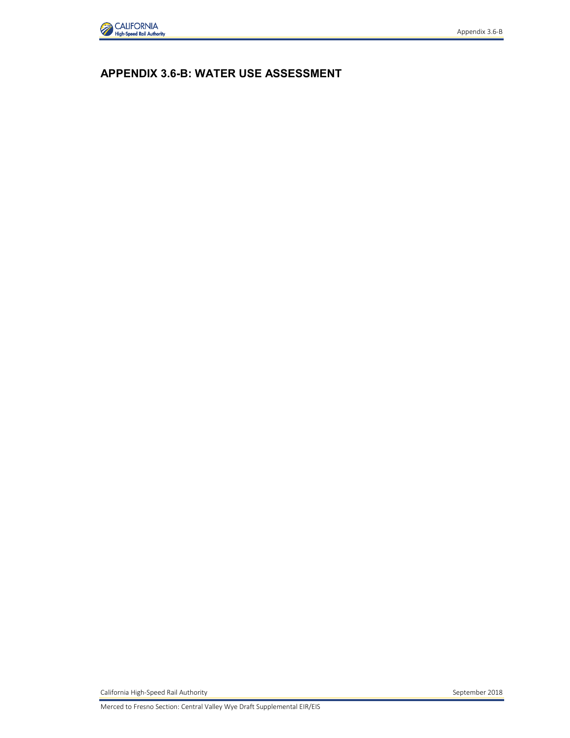# APPENDIX 3.6-B: WATER USE ASSESSMENT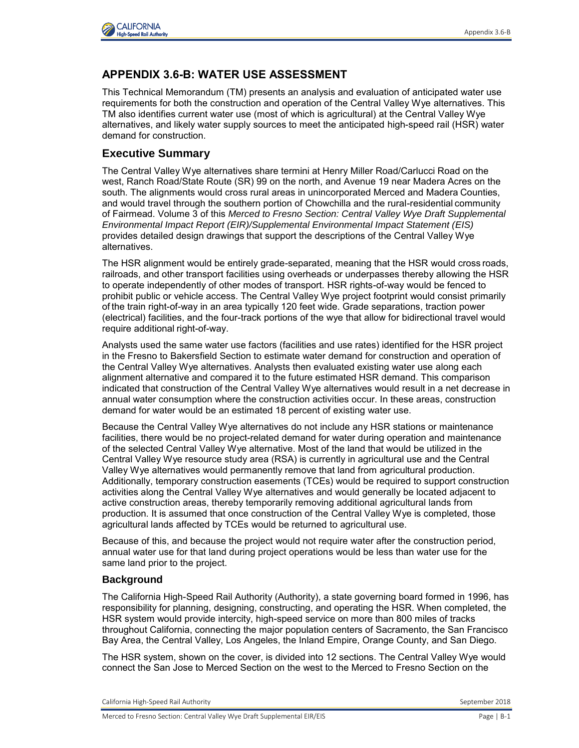# APPENDIX 3.6-B: WATER USE ASSESSMENT

This Technical Memorandum (TM) presents an analysis and evaluation of anticipated water use requirements for both the construction and operation of the Central Valley Wye alternatives. This TM also identifies current water use (most of which is agricultural) at the Central Valley Wye alternatives, and likely water supply sources to meet the anticipated high-speed rail (HSR) water demand for construction.

## Executive Summary

The Central Valley Wye alternatives share termini at Henry Miller Road/Carlucci Road on the west, Ranch Road/State Route (SR) 99 on the north, and Avenue 19 near Madera Acres on the south. The alignments would cross rural areas in unincorporated Merced and Madera Counties, and would travel through the southern portion of Chowchilla and the rural-residential community of Fairmead. Volume 3 of this *Merced to Fresno Section: Central Valley Wye Draft Supplemental Environmental Impact Report (EIR)/Supplemental Environmental Impact Statement (EIS)* provides detailed design drawings that support the descriptions of the Central Valley Wye alternatives.

The HSR alignment would be entirely grade-separated, meaning that the HSR would cross roads, railroads, and other transport facilities using overheads or underpasses thereby allowing the HSR to operate independently of other modes of transport. HSR rights-of-way would be fenced to prohibit public or vehicle access. The Central Valley Wye project footprint would consist primarily of the train right-of-way in an area typically 120 feet wide. Grade separations, traction power (electrical) facilities, and the four-track portions of the wye that allow for bidirectional travel would require additional right-of-way.

Analysts used the same water use factors (facilities and use rates) identified for the HSR project in the Fresno to Bakersfield Section to estimate water demand for construction and operation of the Central Valley Wye alternatives. Analysts then evaluated existing water use along each alignment alternative and compared it to the future estimated HSR demand. This comparison indicated that construction of the Central Valley Wye alternatives would result in a net decrease in annual water consumption where the construction activities occur. In these areas, construction demand for water would be an estimated 18 percent of existing water use.

Because the Central Valley Wye alternatives do not include any HSR stations or maintenance facilities, there would be no project-related demand for water during operation and maintenance of the selected Central Valley Wye alternative. Most of the land that would be utilized in the Central Valley Wye resource study area (RSA) is currently in agricultural use and the Central Valley Wye alternatives would permanently remove that land from agricultural production. Additionally, temporary construction easements (TCEs) would be required to support construction activities along the Central Valley Wye alternatives and would generally be located adjacent to active construction areas, thereby temporarily removing additional agricultural lands from production. It is assumed that once construction of the Central Valley Wye is completed, those agricultural lands affected by TCEs would be returned to agricultural use.

Because of this, and because the project would not require water after the construction period, annual water use for that land during project operations would be less than water use for the same land prior to the project.

### Background

The California High-Speed Rail Authority (Authority), a state governing board formed in 1996, has responsibility for planning, designing, constructing, and operating the HSR. When completed, the HSR system would provide intercity, high-speed service on more than 800 miles of tracks throughout California, connecting the major population centers of Sacramento, the San Francisco Bay Area, the Central Valley, Los Angeles, the Inland Empire, Orange County, and San Diego.

The HSR system, shown on the cover, is divided into 12 sections. The Central Valley Wye would connect the San Jose to Merced Section on the west to the Merced to Fresno Section on the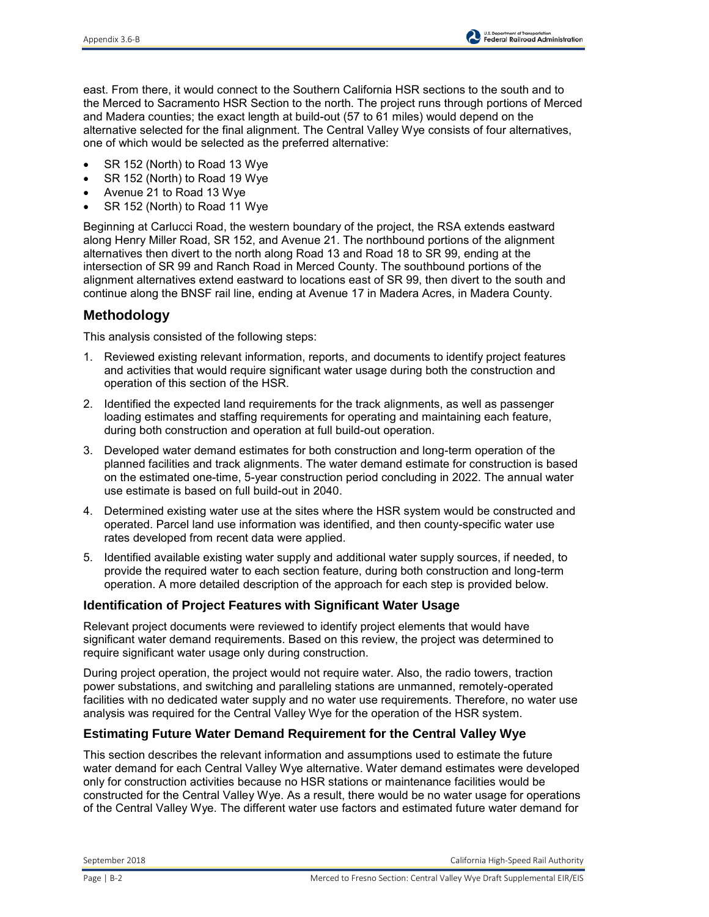east. From there, it would connect to the Southern California HSR sections to the south and to the Merced to Sacramento HSR Section to the north. The project runs through portions of Merced and Madera counties; the exact length at build-out (57 to 61 miles) would depend on the alternative selected for the final alignment. The Central Valley Wye consists of four alternatives, one of which would be selected as the preferred alternative:

- SR 152 (North) to Road 13 Wye
- SR 152 (North) to Road 19 Wye
- Avenue 21 to Road 13 Wye
- SR 152 (North) to Road 11 Wye

Beginning at Carlucci Road, the western boundary of the project, the RSA extends eastward along Henry Miller Road, SR 152, and Avenue 21. The northbound portions of the alignment alternatives then divert to the north along Road 13 and Road 18 to SR 99, ending at the intersection of SR 99 and Ranch Road in Merced County. The southbound portions of the alignment alternatives extend eastward to locations east of SR 99, then divert to the south and continue along the BNSF rail line, ending at Avenue 17 in Madera Acres, in Madera County.

## Methodology

This analysis consisted of the following steps:

1. Reviewed existing relevant information, reports, and documents to identify project features and activities that would require significant water usage during both the construction and operation of this section of the HSR.
2. Identified the expected land requirements for the track alignments, as well as passenger loading estimates and staffing requirements for operating and maintaining each feature, during both construction and operation at full build-out operation.
3. Developed water demand estimates for both construction and long-term operation of the planned facilities and track alignments. The water demand estimate for construction is based on the estimated one-time, 5-year construction period concluding in 2022. The annual water use estimate is based on full build-out in 2040.
4. Determined existing water use at the sites where the HSR system would be constructed and operated. Parcel land use information was identified, and then county-specific water use rates developed from recent data were applied.
5. Identified available existing water supply and additional water supply sources, if needed, to provide the required water to each section feature, during both construction and long-term operation. A more detailed description of the approach for each step is provided below.

### Identification of Project Features with Significant Water Usage

Relevant project documents were reviewed to identify project elements that would have significant water demand requirements. Based on this review, the project was determined to require significant water usage only during construction.

During project operation, the project would not require water. Also, the radio towers, traction power substations, and switching and paralleling stations are unmanned, remotely-operated facilities with no dedicated water supply and no water use requirements. Therefore, no water use analysis was required for the Central Valley Wye for the operation of the HSR system.

### Estimating Future Water Demand Requirement for the Central Valley Wye

This section describes the relevant information and assumptions used to estimate the future water demand for each Central Valley Wye alternative. Water demand estimates were developed only for construction activities because no HSR stations or maintenance facilities would be constructed for the Central Valley Wye. As a result, there would be no water usage for operations of the Central Valley Wye. The different water use factors and estimated future water demand for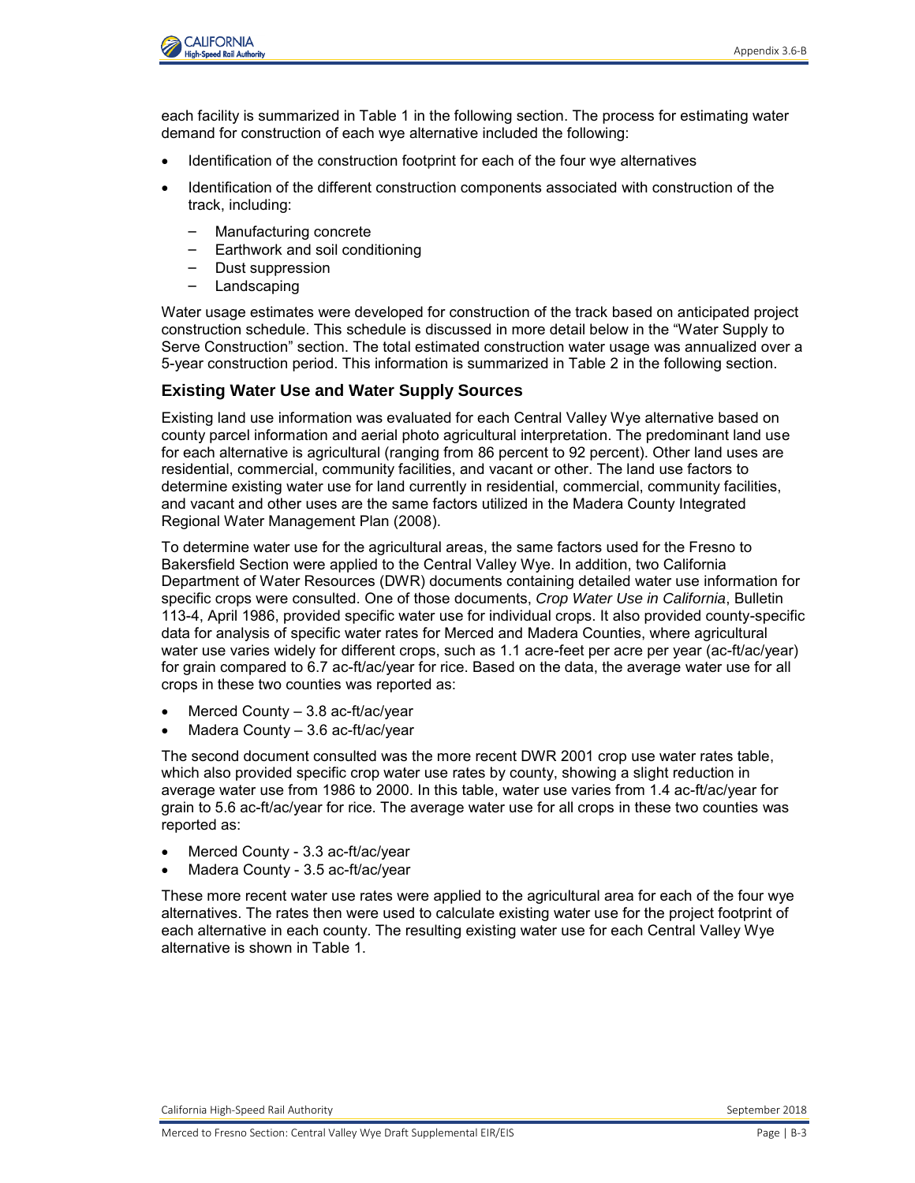each facility is summarized in Table 1 in the following section. The process for estimating water demand for construction of each wye alternative included the following:

- Identification of the construction footprint for each of the four wye alternatives
- Identification of the different construction components associated with construction of the track, including:
  - Manufacturing concrete
  - Earthwork and soil conditioning
  - Dust suppression
  - Landscaping

Water usage estimates were developed for construction of the track based on anticipated project construction schedule. This schedule is discussed in more detail below in the “Water Supply to Serve Construction” section. The total estimated construction water usage was annualized over a 5-year construction period. This information is summarized in Table 2 in the following section.

## Existing Water Use and Water Supply Sources

Existing land use information was evaluated for each Central Valley Wye alternative based on county parcel information and aerial photo agricultural interpretation. The predominant land use for each alternative is agricultural (ranging from 86 percent to 92 percent). Other land uses are residential, commercial, community facilities, and vacant or other. The land use factors to determine existing water use for land currently in residential, commercial, community facilities, and vacant and other uses are the same factors utilized in the Madera County Integrated Regional Water Management Plan (2008).

To determine water use for the agricultural areas, the same factors used for the Fresno to Bakersfield Section were applied to the Central Valley Wye. In addition, two California Department of Water Resources (DWR) documents containing detailed water use information for specific crops were consulted. One of those documents, *Crop Water Use in California*, Bulletin 113-4, April 1986, provided specific water use for individual crops. It also provided county-specific data for analysis of specific water rates for Merced and Madera Counties, where agricultural water use varies widely for different crops, such as 1.1 acre-feet per acre per year (ac-ft/ac/year) for grain compared to 6.7 ac-ft/ac/year for rice. Based on the data, the average water use for all crops in these two counties was reported as:

- Merced County – 3.8 ac-ft/ac/year
- Madera County – 3.6 ac-ft/ac/year

The second document consulted was the more recent DWR 2001 crop use water rates table, which also provided specific crop water use rates by county, showing a slight reduction in average water use from 1986 to 2000. In this table, water use varies from 1.4 ac-ft/ac/year for grain to 5.6 ac-ft/ac/year for rice. The average water use for all crops in these two counties was reported as:

- Merced County - 3.3 ac-ft/ac/year
- Madera County - 3.5 ac-ft/ac/year

These more recent water use rates were applied to the agricultural area for each of the four wye alternatives. The rates then were used to calculate existing water use for the project footprint of each alternative in each county. The resulting existing water use for each Central Valley Wye alternative is shown in Table 1.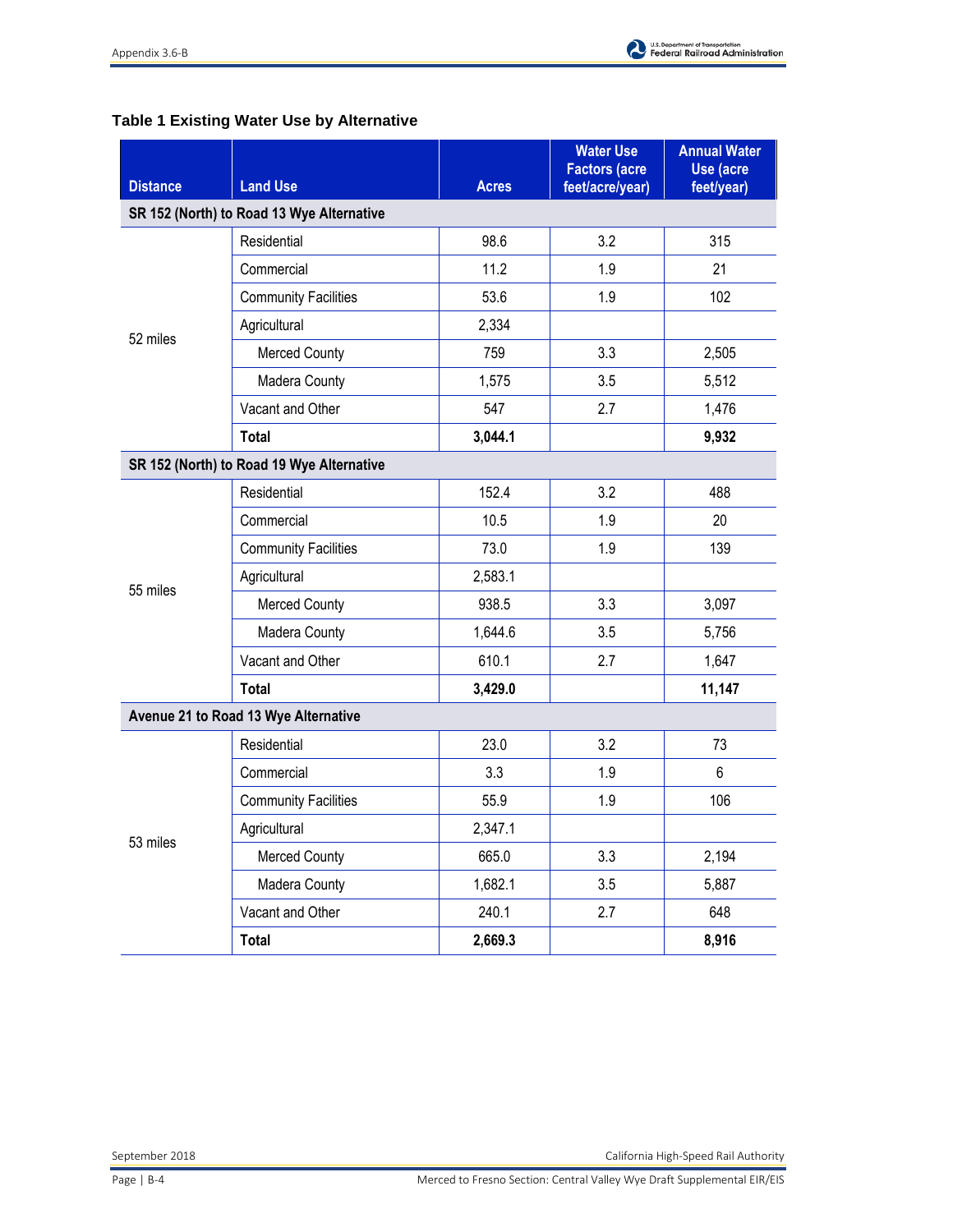**Table 1 Existing Water Use by Alternative**

| Distance | Land Use | Acres | Water Use Factors (acre feet/acre/year) | Annual Water Use (acre feet/year) |
|---|---|---|---|---|
| **SR 152 (North) to Road 13 Wye Alternative** | | | | |
| 52 miles | Residential | 98.6 | 3.2 | 315 |
| | Commercial | 11.2 | 1.9 | 21 |
| | Community Facilities | 53.6 | 1.9 | 102 |
| | Agricultural | 2,334 | | |
| | Merced County | 759 | 3.3 | 2,505 |
| | Madera County | 1,575 | 3.5 | 5,512 |
| | Vacant and Other | 547 | 2.7 | 1,476 |
| | **Total** | **3,044.1** | | **9,932** |
| **SR 152 (North) to Road 19 Wye Alternative** | | | | |
| 55 miles | Residential | 152.4 | 3.2 | 488 |
| | Commercial | 10.5 | 1.9 | 20 |
| | Community Facilities | 73.0 | 1.9 | 139 |
| | Agricultural | 2,583.1 | | |
| | Merced County | 938.5 | 3.3 | 3,097 |
| | Madera County | 1,644.6 | 3.5 | 5,756 |
| | Vacant and Other | 610.1 | 2.7 | 1,647 |
| | **Total** | **3,429.0** | | **11,147** |
| **Avenue 21 to Road 13 Wye Alternative** | | | | |
| 53 miles | Residential | 23.0 | 3.2 | 73 |
| | Commercial | 3.3 | 1.9 | 6 |
| | Community Facilities | 55.9 | 1.9 | 106 |
| | Agricultural | 2,347.1 | | |
| | Merced County | 665.0 | 3.3 | 2,194 |
| | Madera County | 1,682.1 | 3.5 | 5,887 |
| | Vacant and Other | 240.1 | 2.7 | 648 |
| | **Total** | **2,669.3** | | **8,916** |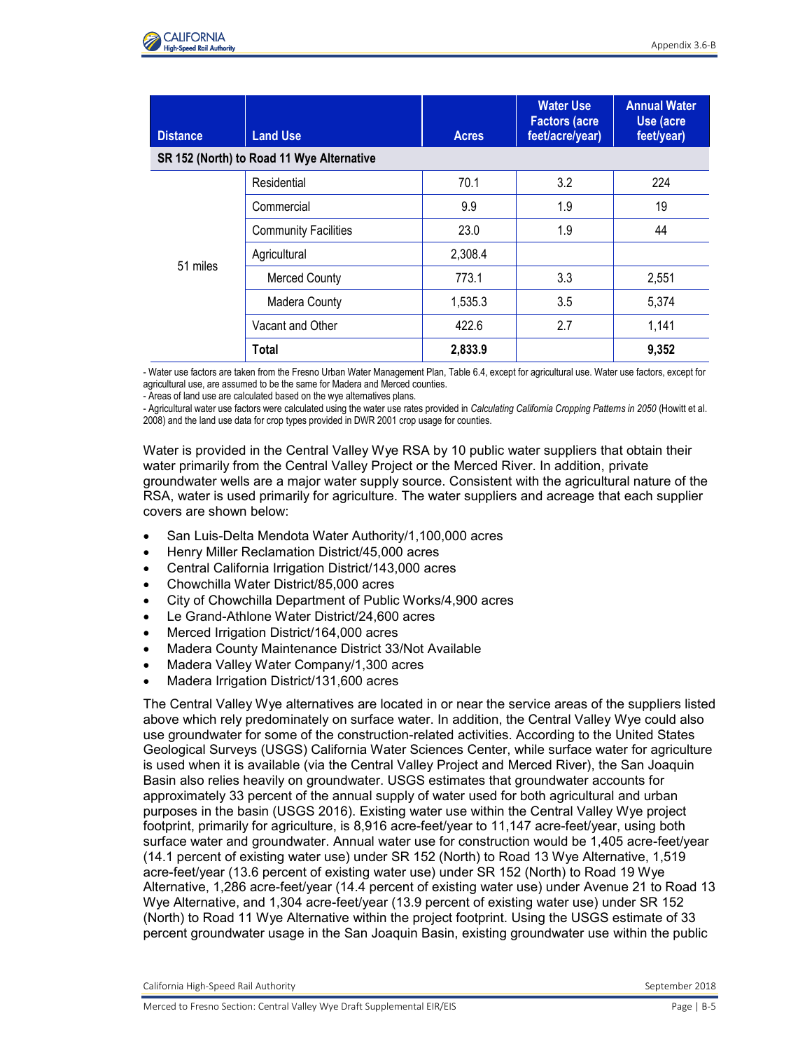| Distance | Land Use | Acres | Water Use Factors (acre feet/acre/year) | Annual Water Use (acre feet/year) |
|---|---|---|---|---|
| **SR 152 (North) to Road 11 Wye Alternative** | | | | |
| 51 miles | Residential | 70.1 | 3.2 | 224 |
| | Commercial | 9.9 | 1.9 | 19 |
| | Community Facilities | 23.0 | 1.9 | 44 |
| | Agricultural | 2,308.4 | | |
| | Merced County | 773.1 | 3.3 | 2,551 |
| | Madera County | 1,535.3 | 3.5 | 5,374 |
| | Vacant and Other | 422.6 | 2.7 | 1,141 |
| | **Total** | **2,833.9** | | **9,352** |

- Water use factors are taken from the Fresno Urban Water Management Plan, Table 6.4, except for agricultural use. Water use factors, except for agricultural use, are assumed to be the same for Madera and Merced counties.
- Areas of land use are calculated based on the wye alternatives plans.
- Agricultural water use factors were calculated using the water use rates provided in *Calculating California Cropping Patterns in 2050* (Howitt et al. 2008) and the land use data for crop types provided in DWR 2001 crop usage for counties.

Water is provided in the Central Valley Wye RSA by 10 public water suppliers that obtain their water primarily from the Central Valley Project or the Merced River. In addition, private groundwater wells are a major water supply source. Consistent with the agricultural nature of the RSA, water is used primarily for agriculture. The water suppliers and acreage that each supplier covers are shown below:

- San Luis-Delta Mendota Water Authority/1,100,000 acres
- Henry Miller Reclamation District/45,000 acres
- Central California Irrigation District/143,000 acres
- Chowchilla Water District/85,000 acres
- City of Chowchilla Department of Public Works/4,900 acres
- Le Grand-Athlone Water District/24,600 acres
- Merced Irrigation District/164,000 acres
- Madera County Maintenance District 33/Not Available
- Madera Valley Water Company/1,300 acres
- Madera Irrigation District/131,600 acres

The Central Valley Wye alternatives are located in or near the service areas of the suppliers listed above which rely predominately on surface water. In addition, the Central Valley Wye could also use groundwater for some of the construction-related activities. According to the United States Geological Surveys (USGS) California Water Sciences Center, while surface water for agriculture is used when it is available (via the Central Valley Project and Merced River), the San Joaquin Basin also relies heavily on groundwater. USGS estimates that groundwater accounts for approximately 33 percent of the annual supply of water used for both agricultural and urban purposes in the basin (USGS 2016). Existing water use within the Central Valley Wye project footprint, primarily for agriculture, is 8,916 acre-feet/year to 11,147 acre-feet/year, using both surface water and groundwater. Annual water use for construction would be 1,405 acre-feet/year (14.1 percent of existing water use) under SR 152 (North) to Road 13 Wye Alternative, 1,519 acre-feet/year (13.6 percent of existing water use) under SR 152 (North) to Road 19 Wye Alternative, 1,286 acre-feet/year (14.4 percent of existing water use) under Avenue 21 to Road 13 Wye Alternative, and 1,304 acre-feet/year (13.9 percent of existing water use) under SR 152 (North) to Road 11 Wye Alternative within the project footprint. Using the USGS estimate of 33 percent groundwater usage in the San Joaquin Basin, existing groundwater use within the public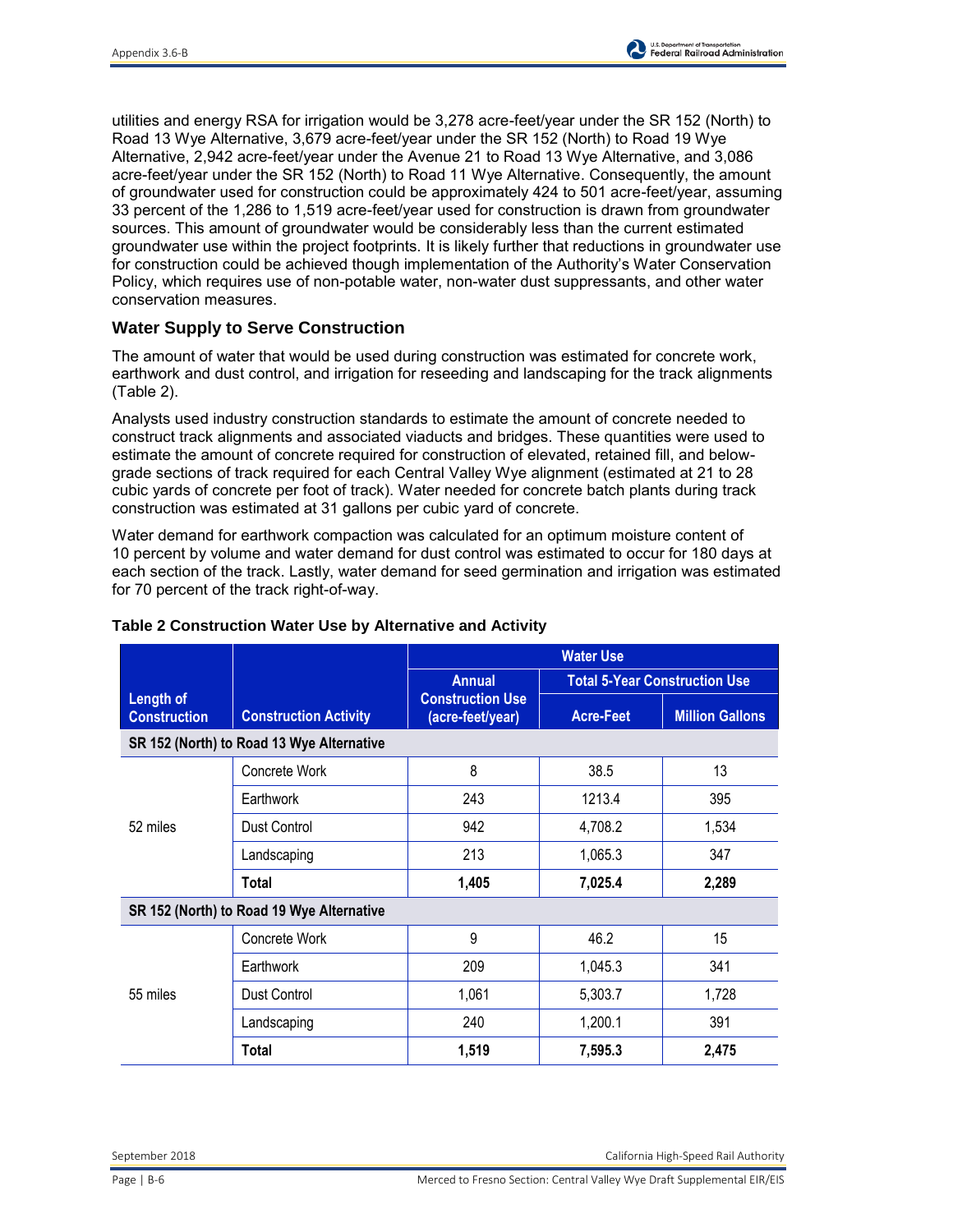utilities and energy RSA for irrigation would be 3,278 acre-feet/year under the SR 152 (North) to Road 13 Wye Alternative, 3,679 acre-feet/year under the SR 152 (North) to Road 19 Wye Alternative, 2,942 acre-feet/year under the Avenue 21 to Road 13 Wye Alternative, and 3,086 acre-feet/year under the SR 152 (North) to Road 11 Wye Alternative. Consequently, the amount of groundwater used for construction could be approximately 424 to 501 acre-feet/year, assuming 33 percent of the 1,286 to 1,519 acre-feet/year used for construction is drawn from groundwater sources. This amount of groundwater would be considerably less than the current estimated groundwater use within the project footprints. It is likely further that reductions in groundwater use for construction could be achieved though implementation of the Authority's Water Conservation Policy, which requires use of non-potable water, non-water dust suppressants, and other water conservation measures.

### Water Supply to Serve Construction

The amount of water that would be used during construction was estimated for concrete work, earthwork and dust control, and irrigation for reseeding and landscaping for the track alignments (Table 2).

Analysts used industry construction standards to estimate the amount of concrete needed to construct track alignments and associated viaducts and bridges. These quantities were used to estimate the amount of concrete required for construction of elevated, retained fill, and below-grade sections of track required for each Central Valley Wye alignment (estimated at 21 to 28 cubic yards of concrete per foot of track). Water needed for concrete batch plants during track construction was estimated at 31 gallons per cubic yard of concrete.

Water demand for earthwork compaction was calculated for an optimum moisture content of 10 percent by volume and water demand for dust control was estimated to occur for 180 days at each section of the track. Lastly, water demand for seed germination and irrigation was estimated for 70 percent of the track right-of-way.

**Table 2 Construction Water Use by Alternative and Activity**

| Length of Construction | Construction Activity | Water Use | | |
|---|---|---|---|---|
| | | Annual Construction Use (acre-feet/year) | Total 5-Year Construction Use | |
| | | | Acre-Feet | Million Gallons |
| **SR 152 (North) to Road 13 Wye Alternative** | | | | |
| 52 miles | Concrete Work | 8 | 38.5 | 13 |
| | Earthwork | 243 | 1213.4 | 395 |
| | Dust Control | 942 | 4,708.2 | 1,534 |
| | Landscaping | 213 | 1,065.3 | 347 |
| | **Total** | **1,405** | **7,025.4** | **2,289** |
| **SR 152 (North) to Road 19 Wye Alternative** | | | | |
| 55 miles | Concrete Work | 9 | 46.2 | 15 |
| | Earthwork | 209 | 1,045.3 | 341 |
| | Dust Control | 1,061 | 5,303.7 | 1,728 |
| | Landscaping | 240 | 1,200.1 | 391 |
| | **Total** | **1,519** | **7,595.3** | **2,475** |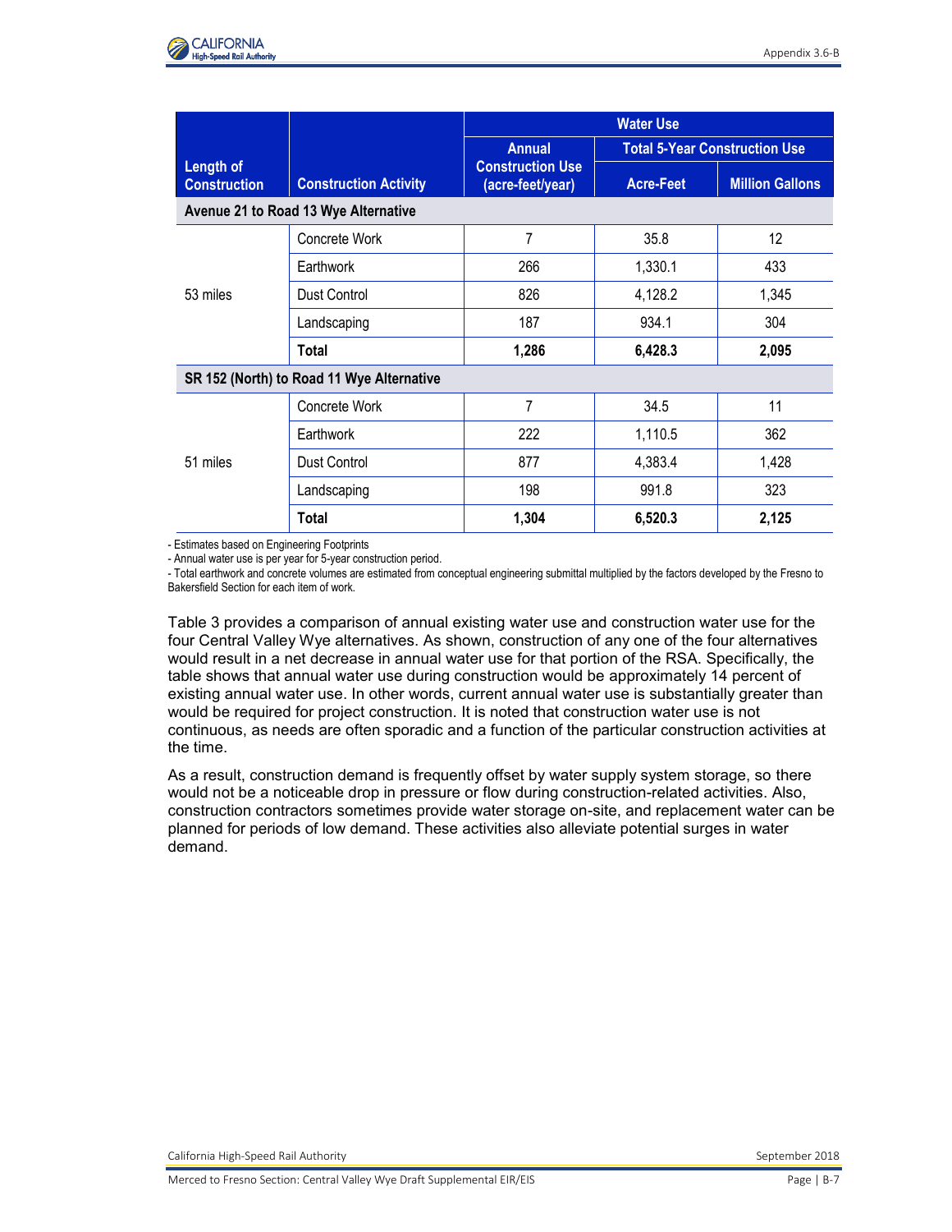| Length of Construction | Construction Activity | Water Use | | |
|---|---|---|---|---|
| | | Annual Construction Use (acre-feet/year) | Total 5-Year Construction Use | |
| | | | Acre-Feet | Million Gallons |
| **Avenue 21 to Road 13 Wye Alternative** | | | | |
| 53 miles | Concrete Work | 7 | 35.8 | 12 |
| | Earthwork | 266 | 1,330.1 | 433 |
| | Dust Control | 826 | 4,128.2 | 1,345 |
| | Landscaping | 187 | 934.1 | 304 |
| | **Total** | **1,286** | **6,428.3** | **2,095** |
| **SR 152 (North) to Road 11 Wye Alternative** | | | | |
| 51 miles | Concrete Work | 7 | 34.5 | 11 |
| | Earthwork | 222 | 1,110.5 | 362 |
| | Dust Control | 877 | 4,383.4 | 1,428 |
| | Landscaping | 198 | 991.8 | 323 |
| | **Total** | **1,304** | **6,520.3** | **2,125** |

- Estimates based on Engineering Footprints
- Annual water use is per year for 5-year construction period.
- Total earthwork and concrete volumes are estimated from conceptual engineering submittal multiplied by the factors developed by the Fresno to Bakersfield Section for each item of work.

Table 3 provides a comparison of annual existing water use and construction water use for the four Central Valley Wye alternatives. As shown, construction of any one of the four alternatives would result in a net decrease in annual water use for that portion of the RSA. Specifically, the table shows that annual water use during construction would be approximately 14 percent of existing annual water use. In other words, current annual water use is substantially greater than would be required for project construction. It is noted that construction water use is not continuous, as needs are often sporadic and a function of the particular construction activities at the time.

As a result, construction demand is frequently offset by water supply system storage, so there would not be a noticeable drop in pressure or flow during construction-related activities. Also, construction contractors sometimes provide water storage on-site, and replacement water can be planned for periods of low demand. These activities also alleviate potential surges in water demand.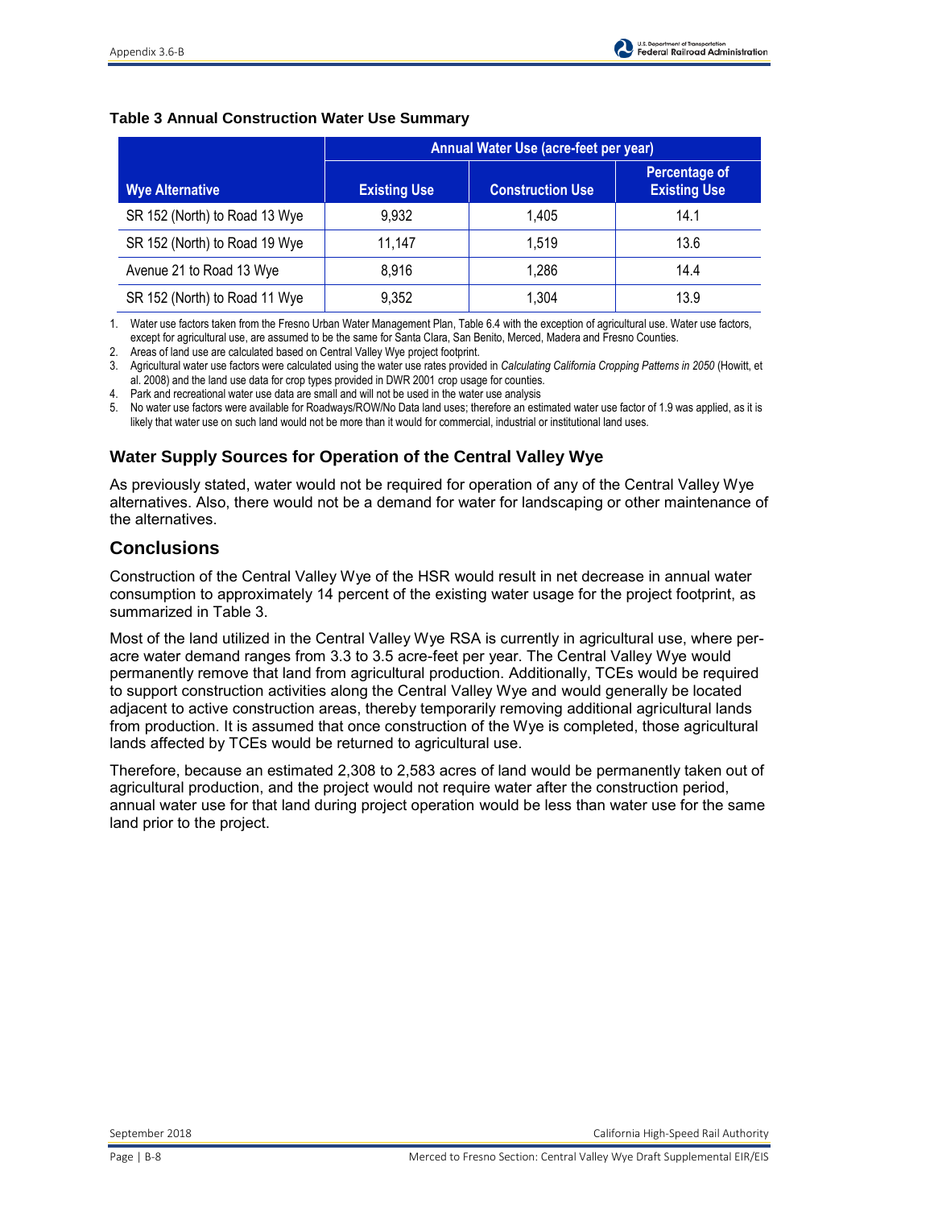**Table 3 Annual Construction Water Use Summary**

| Wye Alternative | Annual Water Use (acre-feet per year) | | |
|---|---|---|---|
| | Existing Use | Construction Use | Percentage of Existing Use |
| SR 152 (North) to Road 13 Wye | 9,932 | 1,405 | 14.1 |
| SR 152 (North) to Road 19 Wye | 11,147 | 1,519 | 13.6 |
| Avenue 21 to Road 13 Wye | 8,916 | 1,286 | 14.4 |
| SR 152 (North) to Road 11 Wye | 9,352 | 1,304 | 13.9 |

1. Water use factors taken from the Fresno Urban Water Management Plan, Table 6.4 with the exception of agricultural use. Water use factors, except for agricultural use, are assumed to be the same for Santa Clara, San Benito, Merced, Madera and Fresno Counties.
2. Areas of land use are calculated based on Central Valley Wye project footprint.
3. Agricultural water use factors were calculated using the water use rates provided in *Calculating California Cropping Patterns in 2050* (Howitt, et al. 2008) and the land use data for crop types provided in DWR 2001 crop usage for counties.
4. Park and recreational water use data are small and will not be used in the water use analysis
5. No water use factors were available for Roadways/ROW/No Data land uses; therefore an estimated water use factor of 1.9 was applied, as it is likely that water use on such land would not be more than it would for commercial, industrial or institutional land uses.

### Water Supply Sources for Operation of the Central Valley Wye

As previously stated, water would not be required for operation of any of the Central Valley Wye alternatives. Also, there would not be a demand for water for landscaping or other maintenance of the alternatives.

## Conclusions

Construction of the Central Valley Wye of the HSR would result in net decrease in annual water consumption to approximately 14 percent of the existing water usage for the project footprint, as summarized in Table 3.

Most of the land utilized in the Central Valley Wye RSA is currently in agricultural use, where per-acre water demand ranges from 3.3 to 3.5 acre-feet per year. The Central Valley Wye would permanently remove that land from agricultural production. Additionally, TCEs would be required to support construction activities along the Central Valley Wye and would generally be located adjacent to active construction areas, thereby temporarily removing additional agricultural lands from production. It is assumed that once construction of the Wye is completed, those agricultural lands affected by TCEs would be returned to agricultural use.

Therefore, because an estimated 2,308 to 2,583 acres of land would be permanently taken out of agricultural production, and the project would not require water after the construction period, annual water use for that land during project operation would be less than water use for the same land prior to the project.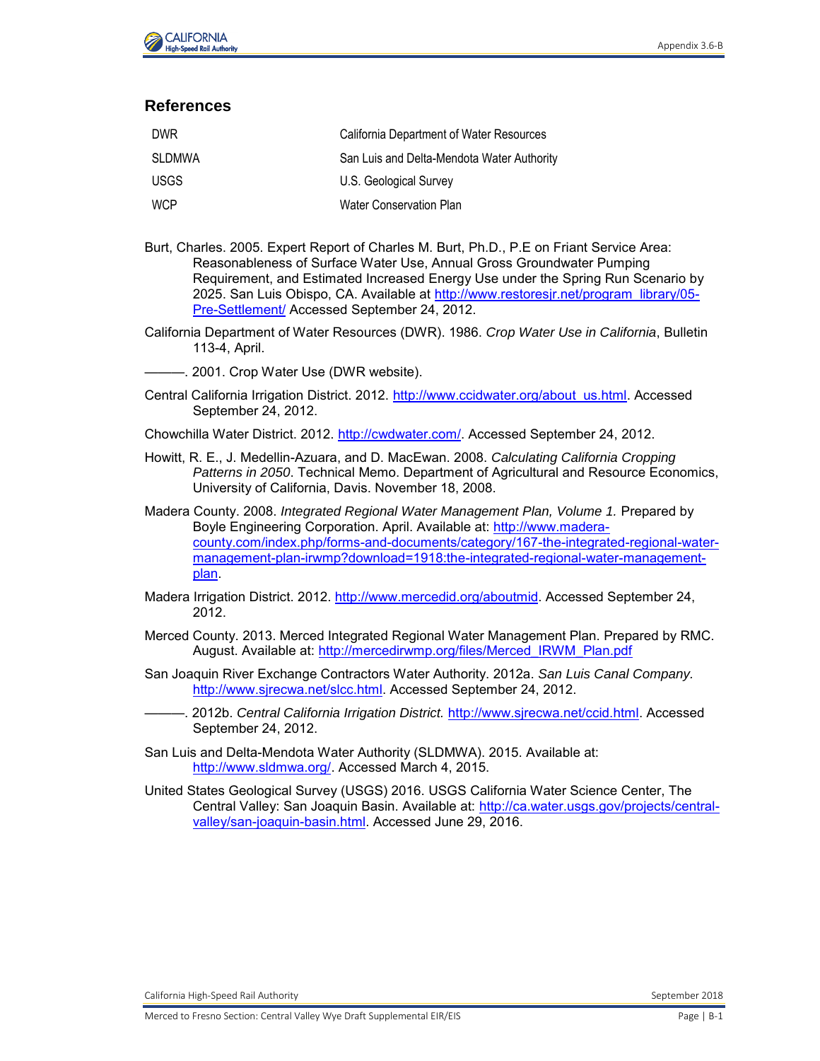## References

| | |
|---|---|
| DWR | California Department of Water Resources |
| SLDMWA | San Luis and Delta-Mendota Water Authority |
| USGS | U.S. Geological Survey |
| WCP | Water Conservation Plan |

Burt, Charles. 2005. Expert Report of Charles M. Burt, Ph.D., P.E on Friant Service Area: Reasonableness of Surface Water Use, Annual Gross Groundwater Pumping Requirement, and Estimated Increased Energy Use under the Spring Run Scenario by 2025. San Luis Obispo, CA. Available at http://www.restoresjr.net/program_library/05-Pre-Settlement/ Accessed September 24, 2012.

California Department of Water Resources (DWR). 1986. *Crop Water Use in California*, Bulletin 113-4, April.

———. 2001. Crop Water Use (DWR website).

Central California Irrigation District. 2012. http://www.ccidwater.org/about_us.html. Accessed September 24, 2012.

Chowchilla Water District. 2012. http://cwdwater.com/. Accessed September 24, 2012.

Howitt, R. E., J. Medellin-Azuara, and D. MacEwan. 2008. *Calculating California Cropping Patterns in 2050*. Technical Memo. Department of Agricultural and Resource Economics, University of California, Davis. November 18, 2008.

Madera County. 2008. *Integrated Regional Water Management Plan, Volume 1.* Prepared by Boyle Engineering Corporation. April. Available at: http://www.madera-county.com/index.php/forms-and-documents/category/167-the-integrated-regional-water-management-plan-irwmp?download=1918:the-integrated-regional-water-management-plan.

Madera Irrigation District. 2012. http://www.mercedid.org/aboutmid. Accessed September 24, 2012.

Merced County. 2013. Merced Integrated Regional Water Management Plan. Prepared by RMC. August. Available at: http://mercedirwmp.org/files/Merced_IRWM_Plan.pdf

San Joaquin River Exchange Contractors Water Authority. 2012a. *San Luis Canal Company.* http://www.sjrecwa.net/slcc.html. Accessed September 24, 2012.

———. 2012b. *Central California Irrigation District.* http://www.sjrecwa.net/ccid.html. Accessed September 24, 2012.

San Luis and Delta-Mendota Water Authority (SLDMWA). 2015. Available at: http://www.sldmwa.org/. Accessed March 4, 2015.

United States Geological Survey (USGS) 2016. USGS California Water Science Center, The Central Valley: San Joaquin Basin. Available at: http://ca.water.usgs.gov/projects/central-valley/san-joaquin-basin.html. Accessed June 29, 2016.